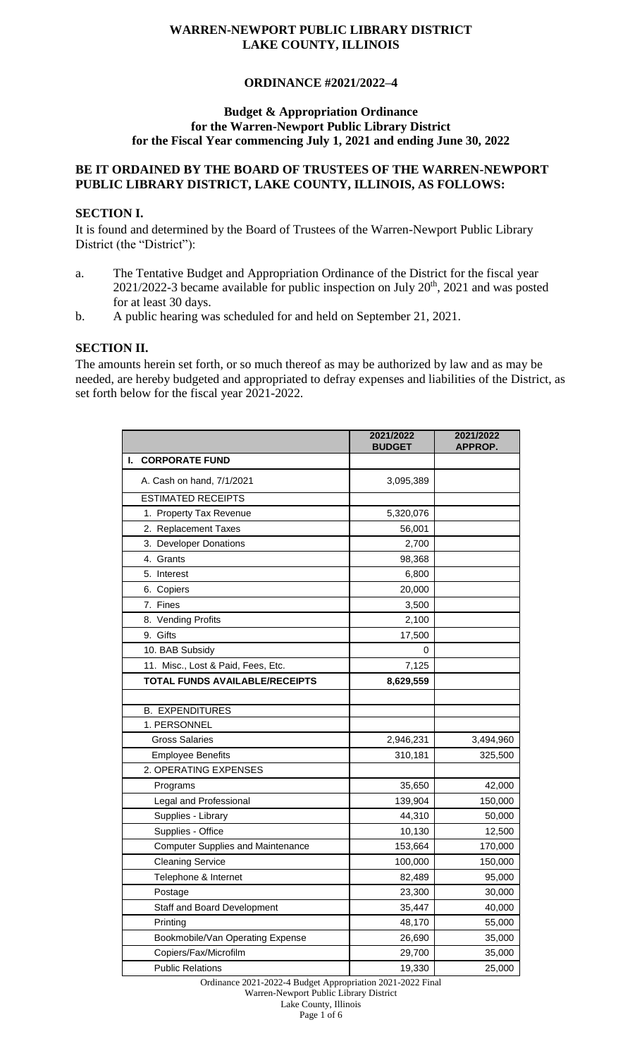# WARREN-NEWPORT PUBLIC LIBRARY DISTRICT
# LAKE COUNTY, ILLINOIS

## ORDINANCE #2021/2022–4

### Budget & Appropriation Ordinance for the Warren-Newport Public Library District for the Fiscal Year commencing July 1, 2021 and ending June 30, 2022

**BE IT ORDAINED BY THE BOARD OF TRUSTEES OF THE WARREN-NEWPORT PUBLIC LIBRARY DISTRICT, LAKE COUNTY, ILLINOIS, AS FOLLOWS:**

**SECTION I.**

It is found and determined by the Board of Trustees of the Warren-Newport Public Library District (the "District"):

a. The Tentative Budget and Appropriation Ordinance of the District for the fiscal year 2021/2022-3 became available for public inspection on July 20th, 2021 and was posted for at least 30 days.

b. A public hearing was scheduled for and held on September 21, 2021.

**SECTION II.**

The amounts herein set forth, or so much thereof as may be authorized by law and as may be needed, are hereby budgeted and appropriated to defray expenses and liabilities of the District, as set forth below for the fiscal year 2021-2022.

| | 2021/2022 BUDGET | 2021/2022 APPROP. |
|---|---|---|
| **I. CORPORATE FUND** | | |
| A. Cash on hand, 7/1/2021 | 3,095,389 | |
| ESTIMATED RECEIPTS | | |
| 1. Property Tax Revenue | 5,320,076 | |
| 2. Replacement Taxes | 56,001 | |
| 3. Developer Donations | 2,700 | |
| 4. Grants | 98,368 | |
| 5. Interest | 6,800 | |
| 6. Copiers | 20,000 | |
| 7. Fines | 3,500 | |
| 8. Vending Profits | 2,100 | |
| 9. Gifts | 17,500 | |
| 10. BAB Subsidy | 0 | |
| 11. Misc., Lost & Paid, Fees, Etc. | 7,125 | |
| **TOTAL FUNDS AVAILABLE/RECEIPTS** | **8,629,559** | |
| | | |
| B. EXPENDITURES | | |
| 1. PERSONNEL | | |
| Gross Salaries | 2,946,231 | 3,494,960 |
| Employee Benefits | 310,181 | 325,500 |
| 2. OPERATING EXPENSES | | |
| Programs | 35,650 | 42,000 |
| Legal and Professional | 139,904 | 150,000 |
| Supplies - Library | 44,310 | 50,000 |
| Supplies - Office | 10,130 | 12,500 |
| Computer Supplies and Maintenance | 153,664 | 170,000 |
| Cleaning Service | 100,000 | 150,000 |
| Telephone & Internet | 82,489 | 95,000 |
| Postage | 23,300 | 30,000 |
| Staff and Board Development | 35,447 | 40,000 |
| Printing | 48,170 | 55,000 |
| Bookmobile/Van Operating Expense | 26,690 | 35,000 |
| Copiers/Fax/Microfilm | 29,700 | 35,000 |
| Public Relations | 19,330 | 25,000 |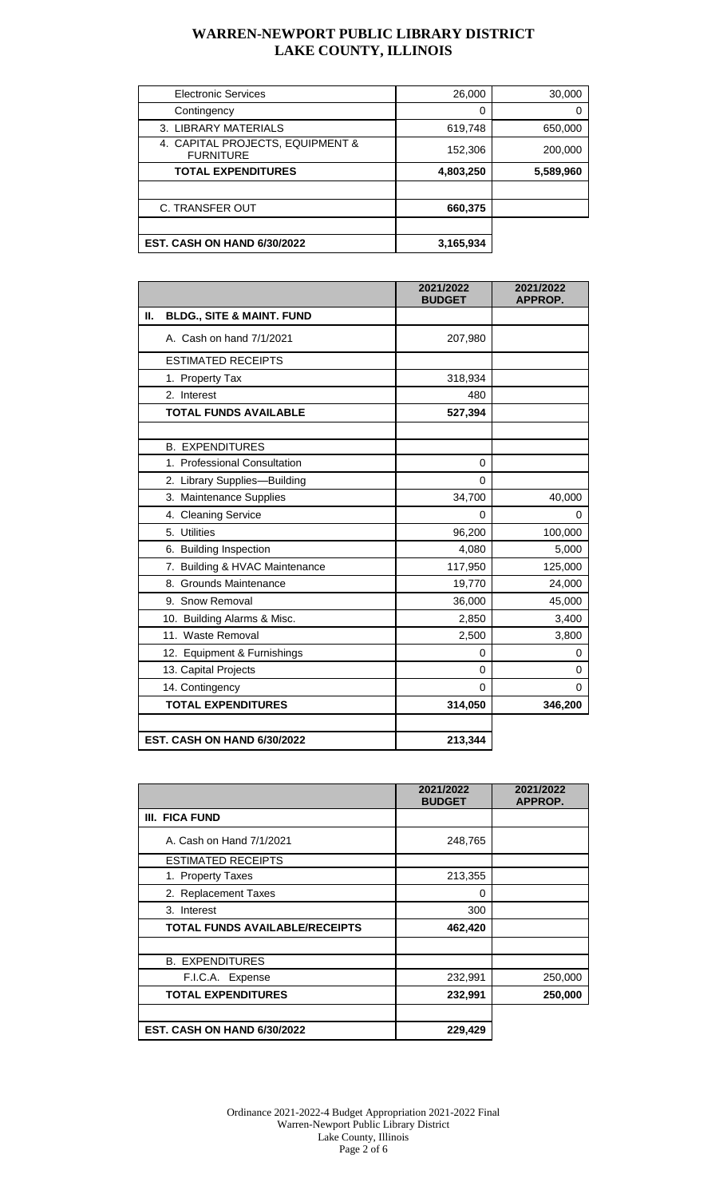# WARREN-NEWPORT PUBLIC LIBRARY DISTRICT
## LAKE COUNTY, ILLINOIS

| | | |
|---|---|---|
| Electronic Services | 26,000 | 30,000 |
| Contingency | 0 | 0 |
| 3. LIBRARY MATERIALS | 619,748 | 650,000 |
| 4. CAPITAL PROJECTS, EQUIPMENT & FURNITURE | 152,306 | 200,000 |
| **TOTAL EXPENDITURES** | **4,803,250** | **5,589,960** |
| | | |
| C. TRANSFER OUT | **660,375** | |
| | | |
| **EST. CASH ON HAND 6/30/2022** | **3,165,934** | |

| | 2021/2022 BUDGET | 2021/2022 APPROP. |
|---|---|---|
| **II. BLDG., SITE & MAINT. FUND** | | |
| A. Cash on hand 7/1/2021 | 207,980 | |
| ESTIMATED RECEIPTS | | |
| 1. Property Tax | 318,934 | |
| 2. Interest | 480 | |
| **TOTAL FUNDS AVAILABLE** | **527,394** | |
| | | |
| B. EXPENDITURES | | |
| 1. Professional Consultation | 0 | |
| 2. Library Supplies—Building | 0 | |
| 3. Maintenance Supplies | 34,700 | 40,000 |
| 4. Cleaning Service | 0 | 0 |
| 5. Utilities | 96,200 | 100,000 |
| 6. Building Inspection | 4,080 | 5,000 |
| 7. Building & HVAC Maintenance | 117,950 | 125,000 |
| 8. Grounds Maintenance | 19,770 | 24,000 |
| 9. Snow Removal | 36,000 | 45,000 |
| 10. Building Alarms & Misc. | 2,850 | 3,400 |
| 11. Waste Removal | 2,500 | 3,800 |
| 12. Equipment & Furnishings | 0 | 0 |
| 13. Capital Projects | 0 | 0 |
| 14. Contingency | 0 | 0 |
| **TOTAL EXPENDITURES** | **314,050** | **346,200** |
| | | |
| **EST. CASH ON HAND 6/30/2022** | **213,344** | |

| | 2021/2022 BUDGET | 2021/2022 APPROP. |
|---|---|---|
| **III. FICA FUND** | | |
| A. Cash on Hand 7/1/2021 | 248,765 | |
| ESTIMATED RECEIPTS | | |
| 1. Property Taxes | 213,355 | |
| 2. Replacement Taxes | 0 | |
| 3. Interest | 300 | |
| **TOTAL FUNDS AVAILABLE/RECEIPTS** | **462,420** | |
| | | |
| B. EXPENDITURES | | |
| F.I.C.A. Expense | 232,991 | 250,000 |
| **TOTAL EXPENDITURES** | **232,991** | **250,000** |
| | | |
| **EST. CASH ON HAND 6/30/2022** | **229,429** | |

Ordinance 2021-2022-4 Budget Appropriation 2021-2022 Final
Warren-Newport Public Library District
Lake County, Illinois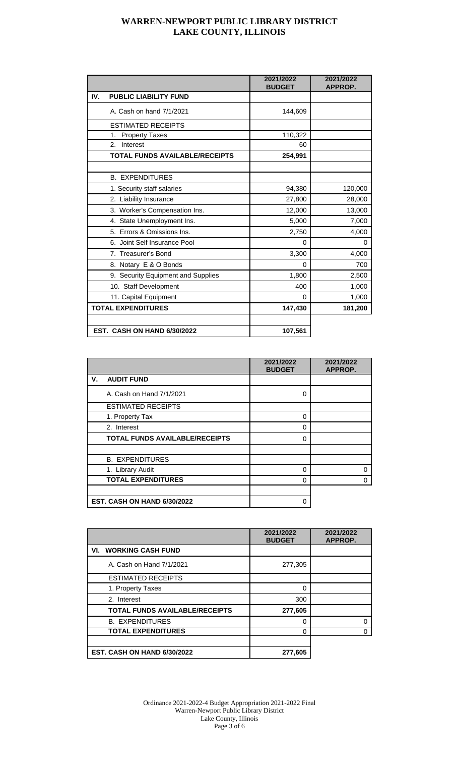# WARREN-NEWPORT PUBLIC LIBRARY DISTRICT
# LAKE COUNTY, ILLINOIS

| | 2021/2022 BUDGET | 2021/2022 APPROP. |
|---|---|---|
| **IV. PUBLIC LIABILITY FUND** | | |
| A. Cash on hand 7/1/2021 | 144,609 | |
| ESTIMATED RECEIPTS | | |
| 1. Property Taxes | 110,322 | |
| 2. Interest | 60 | |
| **TOTAL FUNDS AVAILABLE/RECEIPTS** | **254,991** | |
| | | |
| B. EXPENDITURES | | |
| 1. Security staff salaries | 94,380 | 120,000 |
| 2. Liability Insurance | 27,800 | 28,000 |
| 3. Worker's Compensation Ins. | 12,000 | 13,000 |
| 4. State Unemployment Ins. | 5,000 | 7,000 |
| 5. Errors & Omissions Ins. | 2,750 | 4,000 |
| 6. Joint Self Insurance Pool | 0 | 0 |
| 7. Treasurer's Bond | 3,300 | 4,000 |
| 8. Notary E & O Bonds | 0 | 700 |
| 9. Security Equipment and Supplies | 1,800 | 2,500 |
| 10. Staff Development | 400 | 1,000 |
| 11. Capital Equipment | 0 | 1,000 |
| **TOTAL EXPENDITURES** | **147,430** | **181,200** |
| | | |
| **EST. CASH ON HAND 6/30/2022** | **107,561** | |

| | 2021/2022 BUDGET | 2021/2022 APPROP. |
|---|---|---|
| **V. AUDIT FUND** | | |
| A. Cash on Hand 7/1/2021 | 0 | |
| ESTIMATED RECEIPTS | | |
| 1. Property Tax | 0 | |
| 2. Interest | 0 | |
| **TOTAL FUNDS AVAILABLE/RECEIPTS** | 0 | |
| | | |
| B. EXPENDITURES | | |
| 1. Library Audit | 0 | 0 |
| **TOTAL EXPENDITURES** | 0 | 0 |
| | | |
| **EST. CASH ON HAND 6/30/2022** | 0 | |

| | 2021/2022 BUDGET | 2021/2022 APPROP. |
|---|---|---|
| **VI. WORKING CASH FUND** | | |
| A. Cash on Hand 7/1/2021 | 277,305 | |
| ESTIMATED RECEIPTS | | |
| 1. Property Taxes | 0 | |
| 2. Interest | 300 | |
| **TOTAL FUNDS AVAILABLE/RECEIPTS** | **277,605** | |
| B. EXPENDITURES | 0 | 0 |
| **TOTAL EXPENDITURES** | 0 | 0 |
| | | |
| **EST. CASH ON HAND 6/30/2022** | **277,605** | |

Ordinance 2021-2022-4 Budget Appropriation 2021-2022 Final
Warren-Newport Public Library District
Lake County, Illinois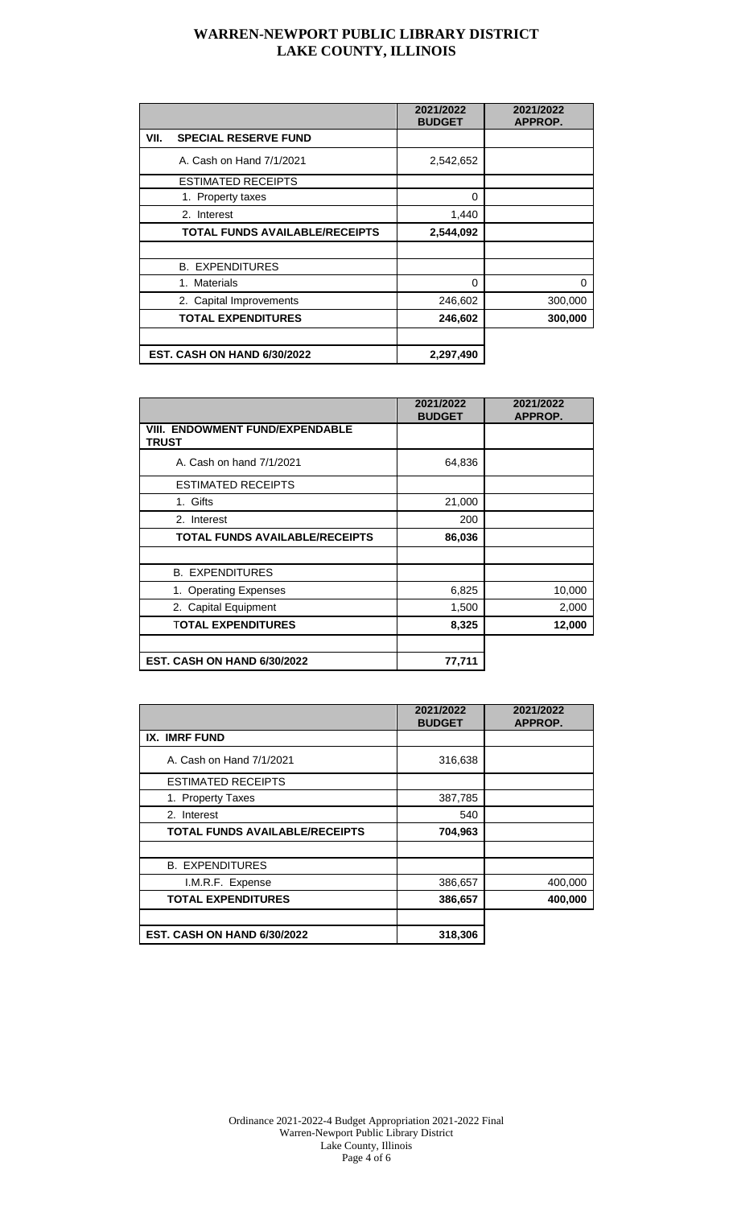# WARREN-NEWPORT PUBLIC LIBRARY DISTRICT
## LAKE COUNTY, ILLINOIS

| | 2021/2022 BUDGET | 2021/2022 APPROP. |
|---|---|---|
| **VII. SPECIAL RESERVE FUND** | | |
| A. Cash on Hand 7/1/2021 | 2,542,652 | |
| ESTIMATED RECEIPTS | | |
| 1. Property taxes | 0 | |
| 2. Interest | 1,440 | |
| **TOTAL FUNDS AVAILABLE/RECEIPTS** | **2,544,092** | |
| | | |
| B. EXPENDITURES | | |
| 1. Materials | 0 | 0 |
| 2. Capital Improvements | 246,602 | 300,000 |
| **TOTAL EXPENDITURES** | **246,602** | **300,000** |
| | | |
| **EST. CASH ON HAND 6/30/2022** | **2,297,490** | |

| | 2021/2022 BUDGET | 2021/2022 APPROP. |
|---|---|---|
| **VIII. ENDOWMENT FUND/EXPENDABLE TRUST** | | |
| A. Cash on hand 7/1/2021 | 64,836 | |
| ESTIMATED RECEIPTS | | |
| 1. Gifts | 21,000 | |
| 2. Interest | 200 | |
| **TOTAL FUNDS AVAILABLE/RECEIPTS** | **86,036** | |
| | | |
| B. EXPENDITURES | | |
| 1. Operating Expenses | 6,825 | 10,000 |
| 2. Capital Equipment | 1,500 | 2,000 |
| **TOTAL EXPENDITURES** | **8,325** | **12,000** |
| | | |
| **EST. CASH ON HAND 6/30/2022** | **77,711** | |

| | 2021/2022 BUDGET | 2021/2022 APPROP. |
|---|---|---|
| **IX. IMRF FUND** | | |
| A. Cash on Hand 7/1/2021 | 316,638 | |
| ESTIMATED RECEIPTS | | |
| 1. Property Taxes | 387,785 | |
| 2. Interest | 540 | |
| **TOTAL FUNDS AVAILABLE/RECEIPTS** | **704,963** | |
| | | |
| B. EXPENDITURES | | |
| I.M.R.F. Expense | 386,657 | 400,000 |
| **TOTAL EXPENDITURES** | **386,657** | **400,000** |
| | | |
| **EST. CASH ON HAND 6/30/2022** | **318,306** | |

Ordinance 2021-2022-4 Budget Appropriation 2021-2022 Final
Warren-Newport Public Library District
Lake County, Illinois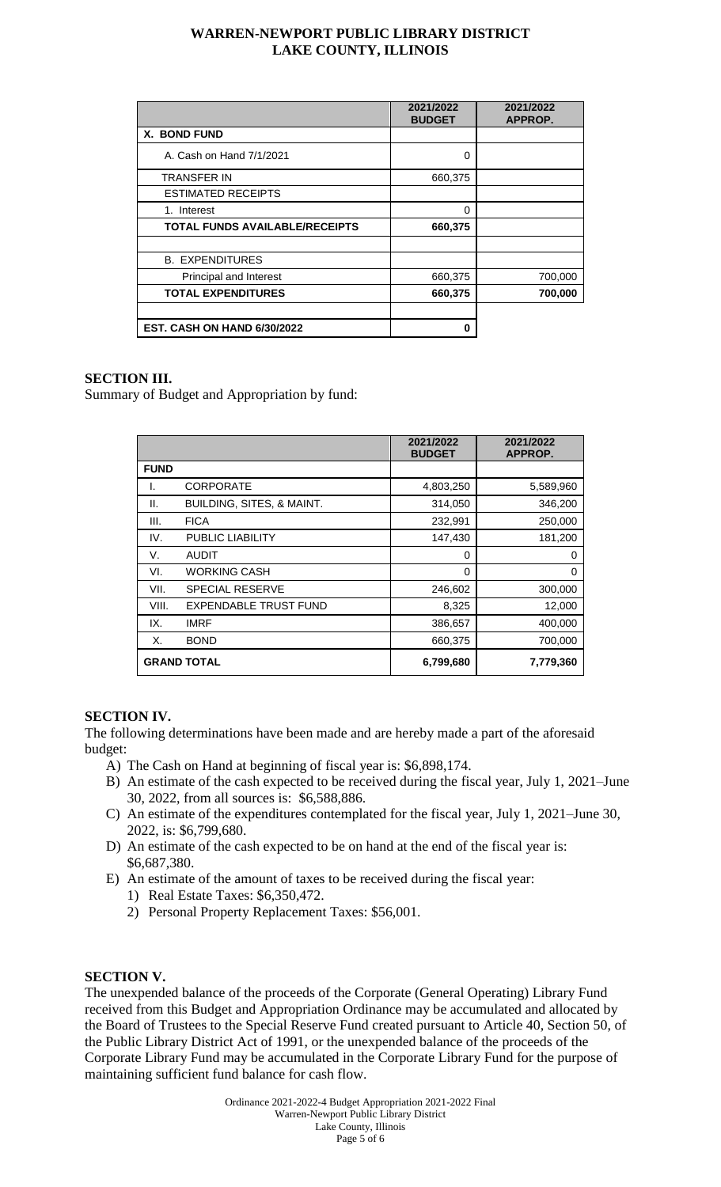| | 2021/2022 BUDGET | 2021/2022 APPROP. |
|---|---|---|
| **X. BOND FUND** | | |
| A. Cash on Hand 7/1/2021 | 0 | |
| TRANSFER IN | 660,375 | |
| ESTIMATED RECEIPTS | | |
| 1. Interest | 0 | |
| **TOTAL FUNDS AVAILABLE/RECEIPTS** | **660,375** | |
| | | |
| B. EXPENDITURES | | |
| Principal and Interest | 660,375 | 700,000 |
| **TOTAL EXPENDITURES** | **660,375** | **700,000** |
| | | |
| **EST. CASH ON HAND 6/30/2022** | **0** | |

## SECTION III.

Summary of Budget and Appropriation by fund:

| | | 2021/2022 BUDGET | 2021/2022 APPROP. |
|---|---|---|---|
| **FUND** | | | |
| I. | CORPORATE | 4,803,250 | 5,589,960 |
| II. | BUILDING, SITES, & MAINT. | 314,050 | 346,200 |
| III. | FICA | 232,991 | 250,000 |
| IV. | PUBLIC LIABILITY | 147,430 | 181,200 |
| V. | AUDIT | 0 | 0 |
| VI. | WORKING CASH | 0 | 0 |
| VII. | SPECIAL RESERVE | 246,602 | 300,000 |
| VIII. | EXPENDABLE TRUST FUND | 8,325 | 12,000 |
| IX. | IMRF | 386,657 | 400,000 |
| X. | BOND | 660,375 | 700,000 |
| **GRAND TOTAL** | | **6,799,680** | **7,779,360** |

## SECTION IV.

The following determinations have been made and are hereby made a part of the aforesaid budget:

A) The Cash on Hand at beginning of fiscal year is: $6,898,174.

B) An estimate of the cash expected to be received during the fiscal year, July 1, 2021–June 30, 2022, from all sources is: $6,588,886.

C) An estimate of the expenditures contemplated for the fiscal year, July 1, 2021–June 30, 2022, is: $6,799,680.

D) An estimate of the cash expected to be on hand at the end of the fiscal year is: $6,687,380.

E) An estimate of the amount of taxes to be received during the fiscal year:

1) Real Estate Taxes: $6,350,472.
2) Personal Property Replacement Taxes: $56,001.

## SECTION V.

The unexpended balance of the proceeds of the Corporate (General Operating) Library Fund received from this Budget and Appropriation Ordinance may be accumulated and allocated by the Board of Trustees to the Special Reserve Fund created pursuant to Article 40, Section 50, of the Public Library District Act of 1991, or the unexpended balance of the proceeds of the Corporate Library Fund may be accumulated in the Corporate Library Fund for the purpose of maintaining sufficient fund balance for cash flow.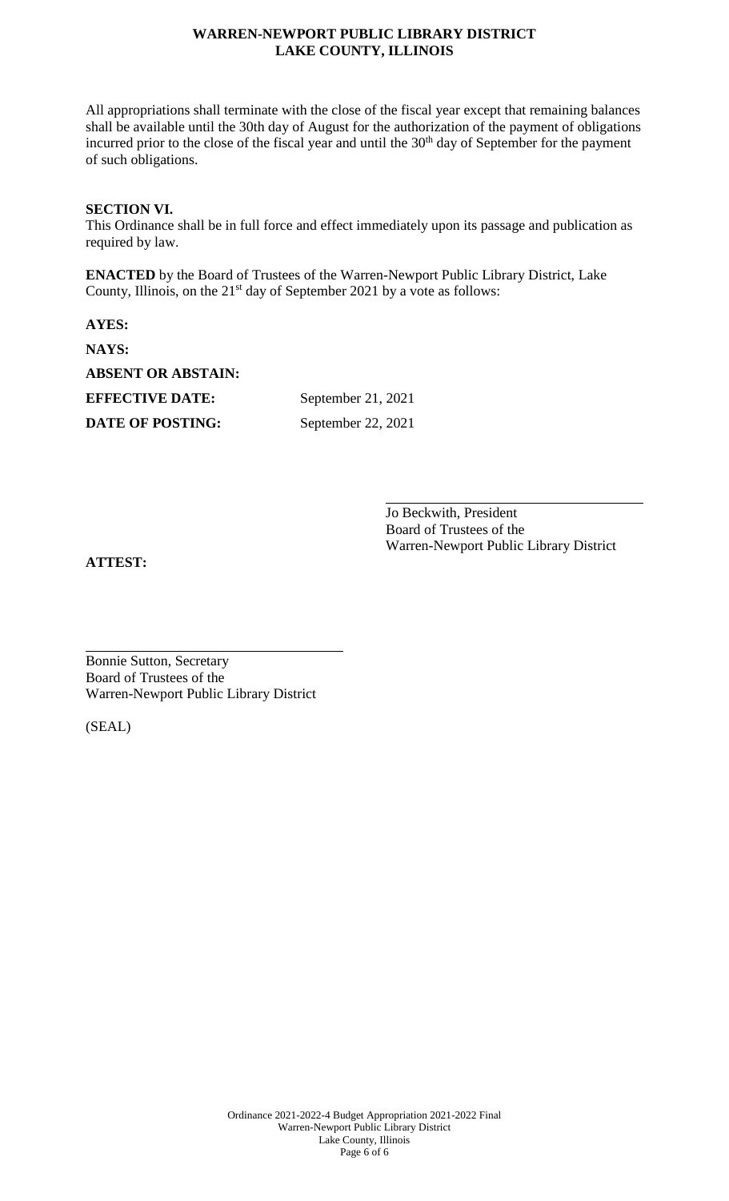All appropriations shall terminate with the close of the fiscal year except that remaining balances shall be available until the 30th day of August for the authorization of the payment of obligations incurred prior to the close of the fiscal year and until the 30th day of September for the payment of such obligations.

**SECTION VI.**
This Ordinance shall be in full force and effect immediately upon its passage and publication as required by law.

**ENACTED** by the Board of Trustees of the Warren-Newport Public Library District, Lake County, Illinois, on the 21st day of September 2021 by a vote as follows:

**AYES:**

**NAYS:**

**ABSENT OR ABSTAIN:**

**EFFECTIVE DATE:** September 21, 2021

**DATE OF POSTING:** September 22, 2021

\_\_\_\_\_\_\_\_\_\_\_\_\_\_\_\_\_\_\_\_\_\_\_\_\_\_\_\_\_\_\_\_\_\_\_\_
Jo Beckwith, President
Board of Trustees of the
Warren-Newport Public Library District

**ATTEST:**

\_\_\_\_\_\_\_\_\_\_\_\_\_\_\_\_\_\_\_\_\_\_\_\_\_\_\_\_\_\_\_\_\_\_\_\_
Bonnie Sutton, Secretary
Board of Trustees of the
Warren-Newport Public Library District

(SEAL)